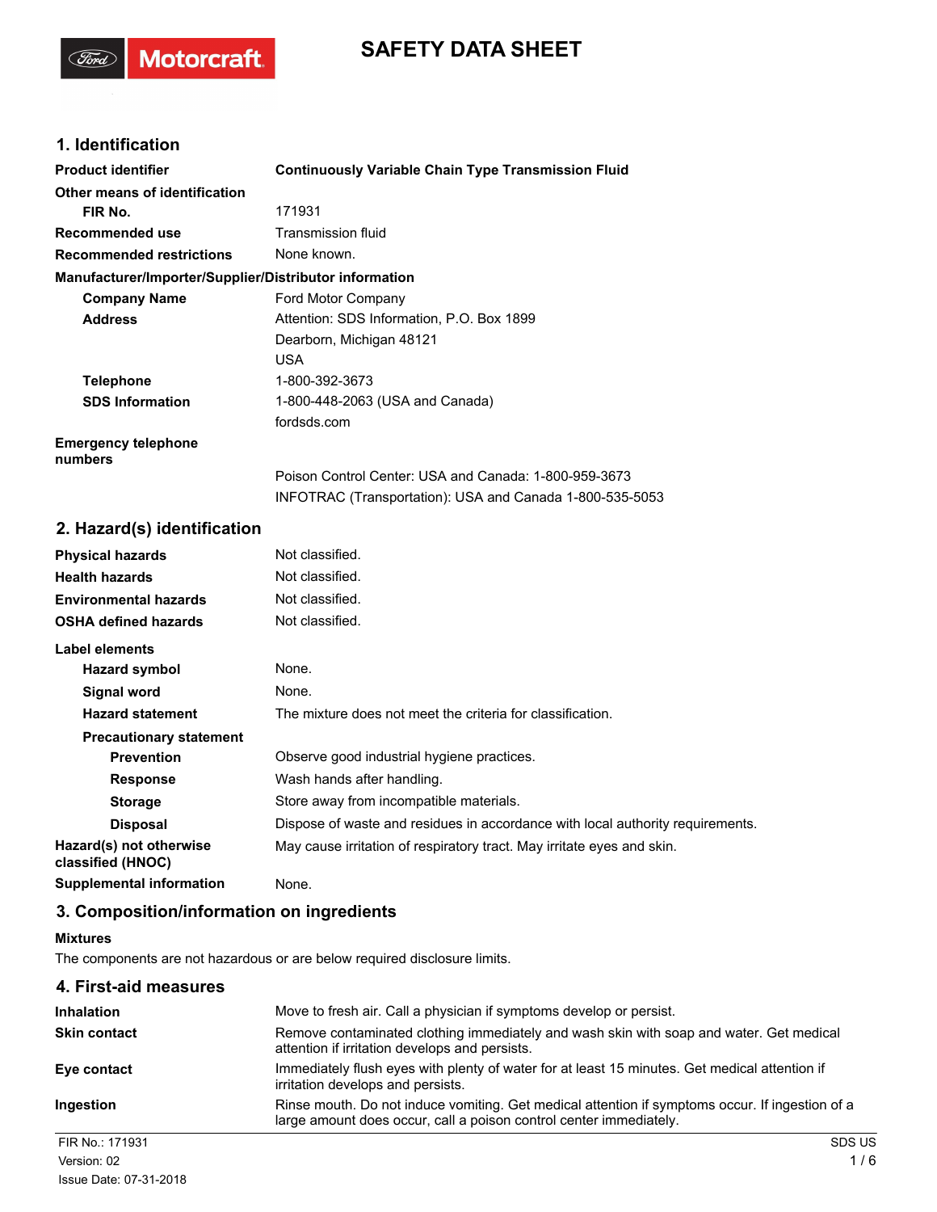# SAFETY DATA SHEET

## 1. Identification

| | |
|---|---|
| **Product identifier** | **Continuously Variable Chain Type Transmission Fluid** |
| **Other means of identification** | |
| **FIR No.** | 171931 |
| **Recommended use** | Transmission fluid |
| **Recommended restrictions** | None known. |

**Manufacturer/Importer/Supplier/Distributor information**

| | |
|---|---|
| **Company Name** | Ford Motor Company |
| **Address** | Attention: SDS Information, P.O. Box 1899<br>Dearborn, Michigan 48121<br>USA |
| **Telephone** | 1-800-392-3673 |
| **SDS Information** | 1-800-448-2063 (USA and Canada)<br>fordsds.com |
| **Emergency telephone numbers** | Poison Control Center: USA and Canada: 1-800-959-3673<br>INFOTRAC (Transportation): USA and Canada 1-800-535-5053 |

## 2. Hazard(s) identification

| | |
|---|---|
| **Physical hazards** | Not classified. |
| **Health hazards** | Not classified. |
| **Environmental hazards** | Not classified. |
| **OSHA defined hazards** | Not classified. |

**Label elements**

| | |
|---|---|
| **Hazard symbol** | None. |
| **Signal word** | None. |
| **Hazard statement** | The mixture does not meet the criteria for classification. |
| **Precautionary statement** | |
| **Prevention** | Observe good industrial hygiene practices. |
| **Response** | Wash hands after handling. |
| **Storage** | Store away from incompatible materials. |
| **Disposal** | Dispose of waste and residues in accordance with local authority requirements. |
| **Hazard(s) not otherwise classified (HNOC)** | May cause irritation of respiratory tract. May irritate eyes and skin. |
| **Supplemental information** | None. |

## 3. Composition/information on ingredients

**Mixtures**

The components are not hazardous or are below required disclosure limits.

## 4. First-aid measures

| | |
|---|---|
| **Inhalation** | Move to fresh air. Call a physician if symptoms develop or persist. |
| **Skin contact** | Remove contaminated clothing immediately and wash skin with soap and water. Get medical attention if irritation develops and persists. |
| **Eye contact** | Immediately flush eyes with plenty of water for at least 15 minutes. Get medical attention if irritation develops and persists. |
| **Ingestion** | Rinse mouth. Do not induce vomiting. Get medical attention if symptoms occur. If ingestion of a large amount does occur, call a poison control center immediately. |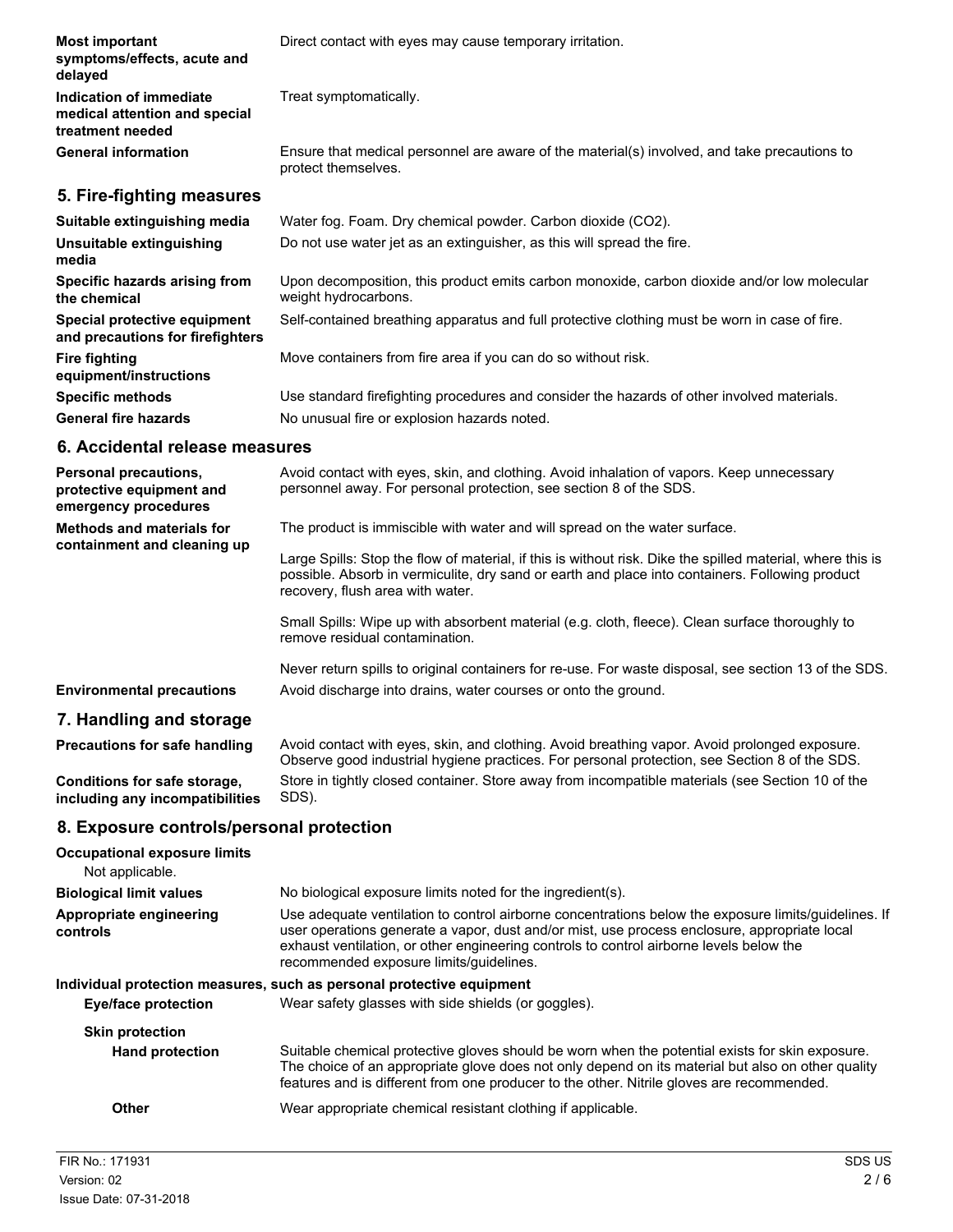**Most important symptoms/effects, acute and delayed**: Direct contact with eyes may cause temporary irritation.

**Indication of immediate medical attention and special treatment needed**: Treat symptomatically.

**General information**: Ensure that medical personnel are aware of the material(s) involved, and take precautions to protect themselves.

## 5. Fire-fighting measures

**Suitable extinguishing media**: Water fog. Foam. Dry chemical powder. Carbon dioxide ($CO_2$).

**Unsuitable extinguishing media**: Do not use water jet as an extinguisher, as this will spread the fire.

**Specific hazards arising from the chemical**: Upon decomposition, this product emits carbon monoxide, carbon dioxide and/or low molecular weight hydrocarbons.

**Special protective equipment and precautions for firefighters**: Self-contained breathing apparatus and full protective clothing must be worn in case of fire.

**Fire fighting equipment/instructions**: Move containers from fire area if you can do so without risk.

**Specific methods**: Use standard firefighting procedures and consider the hazards of other involved materials.

**General fire hazards**: No unusual fire or explosion hazards noted.

## 6. Accidental release measures

**Personal precautions, protective equipment and emergency procedures**: Avoid contact with eyes, skin, and clothing. Avoid inhalation of vapors. Keep unnecessary personnel away. For personal protection, see section 8 of the SDS.

**Methods and materials for containment and cleaning up**: The product is immiscible with water and will spread on the water surface.

Large Spills: Stop the flow of material, if this is without risk. Dike the spilled material, where this is possible. Absorb in vermiculite, dry sand or earth and place into containers. Following product recovery, flush area with water.

Small Spills: Wipe up with absorbent material (e.g. cloth, fleece). Clean surface thoroughly to remove residual contamination.

Never return spills to original containers for re-use. For waste disposal, see section 13 of the SDS.

**Environmental precautions**: Avoid discharge into drains, water courses or onto the ground.

## 7. Handling and storage

**Precautions for safe handling**: Avoid contact with eyes, skin, and clothing. Avoid breathing vapor. Avoid prolonged exposure. Observe good industrial hygiene practices. For personal protection, see Section 8 of the SDS.

**Conditions for safe storage, including any incompatibilities**: Store in tightly closed container. Store away from incompatible materials (see Section 10 of the SDS).

## 8. Exposure controls/personal protection

**Occupational exposure limits**

Not applicable.

**Biological limit values**: No biological exposure limits noted for the ingredient(s).

**Appropriate engineering controls**: Use adequate ventilation to control airborne concentrations below the exposure limits/guidelines. If user operations generate a vapor, dust and/or mist, use process enclosure, appropriate local exhaust ventilation, or other engineering controls to control airborne levels below the recommended exposure limits/guidelines.

**Individual protection measures, such as personal protective equipment**

**Eye/face protection**: Wear safety glasses with side shields (or goggles).

**Skin protection**

**Hand protection**: Suitable chemical protective gloves should be worn when the potential exists for skin exposure. The choice of an appropriate glove does not only depend on its material but also on other quality features and is different from one producer to the other. Nitrile gloves are recommended.

**Other**: Wear appropriate chemical resistant clothing if applicable.

FIR No.: 171931
Version: 02
Issue Date: 07-31-2018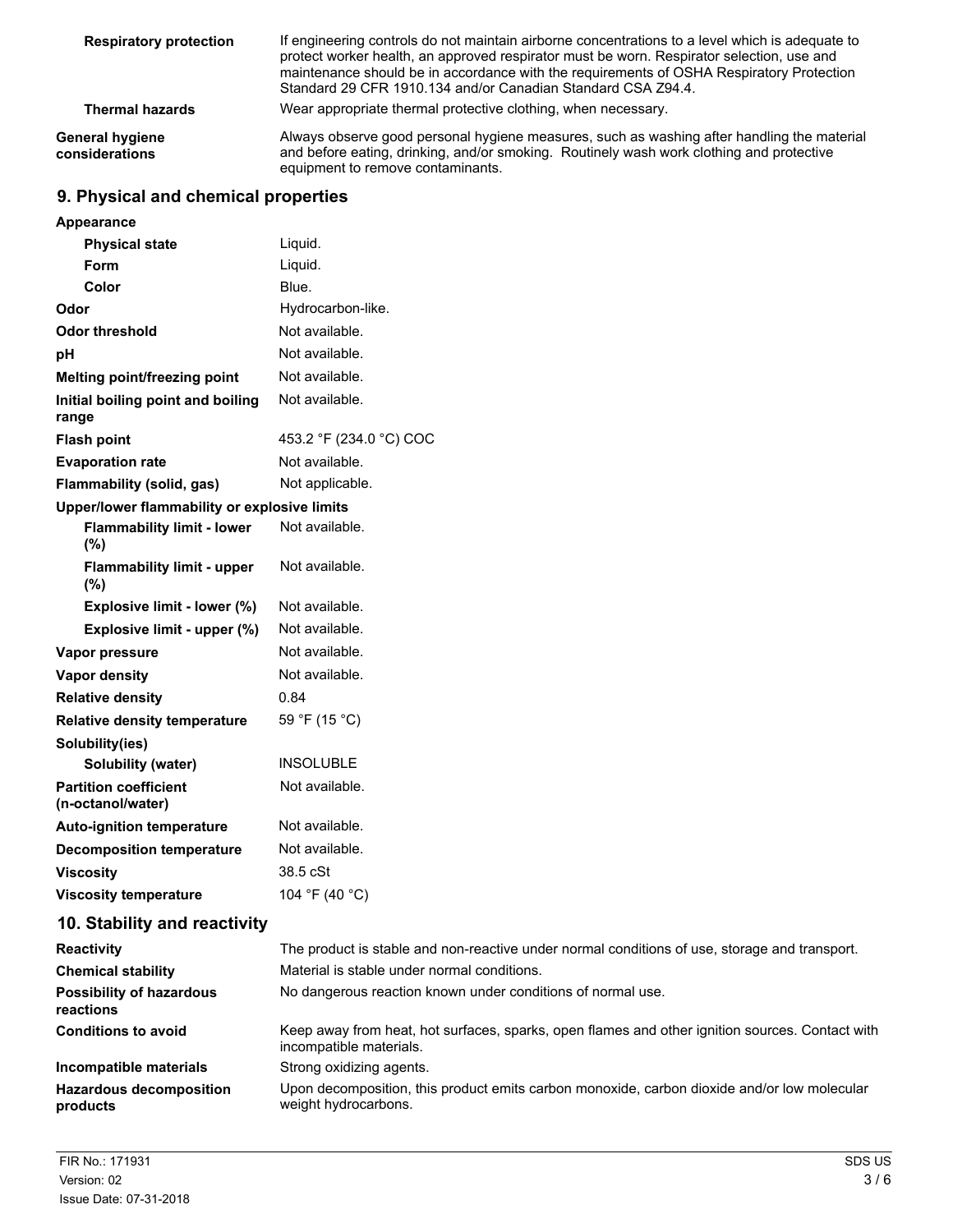| | |
|---|---|
| **Respiratory protection** | If engineering controls do not maintain airborne concentrations to a level which is adequate to protect worker health, an approved respirator must be worn. Respirator selection, use and maintenance should be in accordance with the requirements of OSHA Respiratory Protection Standard 29 CFR 1910.134 and/or Canadian Standard CSA Z94.4. |
| **Thermal hazards** | Wear appropriate thermal protective clothing, when necessary. |
| **General hygiene considerations** | Always observe good personal hygiene measures, such as washing after handling the material and before eating, drinking, and/or smoking. Routinely wash work clothing and protective equipment to remove contaminants. |

## 9. Physical and chemical properties

| | |
|---|---|
| **Appearance** | |
| **Physical state** | Liquid. |
| **Form** | Liquid. |
| **Color** | Blue. |
| **Odor** | Hydrocarbon-like. |
| **Odor threshold** | Not available. |
| **pH** | Not available. |
| **Melting point/freezing point** | Not available. |
| **Initial boiling point and boiling range** | Not available. |
| **Flash point** | 453.2 °F (234.0 °C) COC |
| **Evaporation rate** | Not available. |
| **Flammability (solid, gas)** | Not applicable. |
| **Upper/lower flammability or explosive limits** | |
| **Flammability limit - lower (%)** | Not available. |
| **Flammability limit - upper (%)** | Not available. |
| **Explosive limit - lower (%)** | Not available. |
| **Explosive limit - upper (%)** | Not available. |
| **Vapor pressure** | Not available. |
| **Vapor density** | Not available. |
| **Relative density** | 0.84 |
| **Relative density temperature** | 59 °F (15 °C) |
| **Solubility(ies)** | |
| **Solubility (water)** | INSOLUBLE |
| **Partition coefficient (n-octanol/water)** | Not available. |
| **Auto-ignition temperature** | Not available. |
| **Decomposition temperature** | Not available. |
| **Viscosity** | 38.5 cSt |
| **Viscosity temperature** | 104 °F (40 °C) |

## 10. Stability and reactivity

| | |
|---|---|
| **Reactivity** | The product is stable and non-reactive under normal conditions of use, storage and transport. |
| **Chemical stability** | Material is stable under normal conditions. |
| **Possibility of hazardous reactions** | No dangerous reaction known under conditions of normal use. |
| **Conditions to avoid** | Keep away from heat, hot surfaces, sparks, open flames and other ignition sources. Contact with incompatible materials. |
| **Incompatible materials** | Strong oxidizing agents. |
| **Hazardous decomposition products** | Upon decomposition, this product emits carbon monoxide, carbon dioxide and/or low molecular weight hydrocarbons. |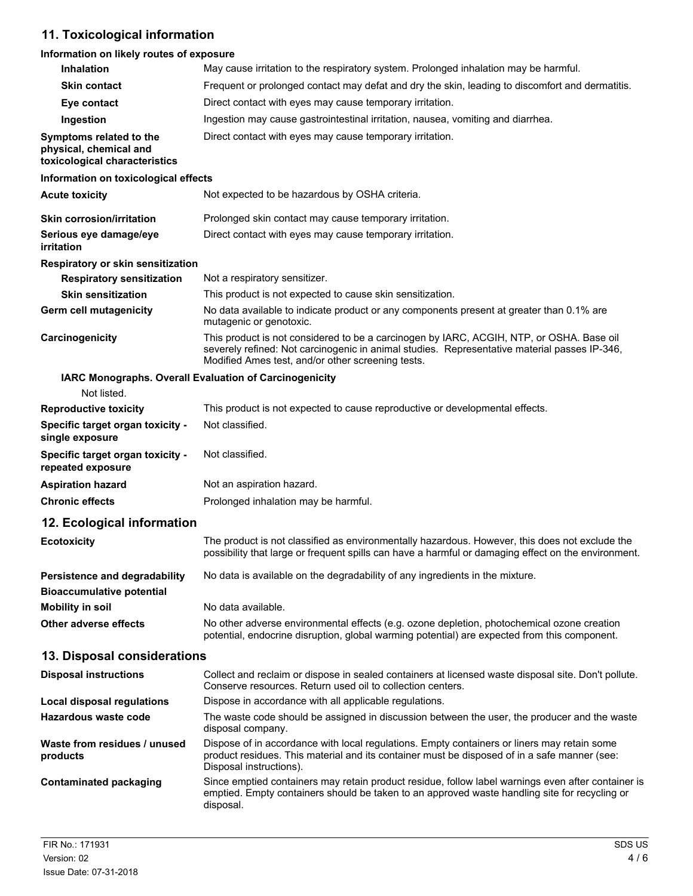## 11. Toxicological information

**Information on likely routes of exposure**

| | |
|---|---|
| **Inhalation** | May cause irritation to the respiratory system. Prolonged inhalation may be harmful. |
| **Skin contact** | Frequent or prolonged contact may defat and dry the skin, leading to discomfort and dermatitis. |
| **Eye contact** | Direct contact with eyes may cause temporary irritation. |
| **Ingestion** | Ingestion may cause gastrointestinal irritation, nausea, vomiting and diarrhea. |
| **Symptoms related to the physical, chemical and toxicological characteristics** | Direct contact with eyes may cause temporary irritation. |

**Information on toxicological effects**

| | |
|---|---|
| **Acute toxicity** | Not expected to be hazardous by OSHA criteria. |
| **Skin corrosion/irritation** | Prolonged skin contact may cause temporary irritation. |
| **Serious eye damage/eye irritation** | Direct contact with eyes may cause temporary irritation. |

**Respiratory or skin sensitization**

| | |
|---|---|
| **Respiratory sensitization** | Not a respiratory sensitizer. |
| **Skin sensitization** | This product is not expected to cause skin sensitization. |
| **Germ cell mutagenicity** | No data available to indicate product or any components present at greater than 0.1% are mutagenic or genotoxic. |
| **Carcinogenicity** | This product is not considered to be a carcinogen by IARC, ACGIH, NTP, or OSHA. Base oil severely refined: Not carcinogenic in animal studies. Representative material passes IP-346, Modified Ames test, and/or other screening tests. |

**IARC Monographs. Overall Evaluation of Carcinogenicity**

Not listed.

| | |
|---|---|
| **Reproductive toxicity** | This product is not expected to cause reproductive or developmental effects. |
| **Specific target organ toxicity - single exposure** | Not classified. |
| **Specific target organ toxicity - repeated exposure** | Not classified. |
| **Aspiration hazard** | Not an aspiration hazard. |
| **Chronic effects** | Prolonged inhalation may be harmful. |

## 12. Ecological information

| | |
|---|---|
| **Ecotoxicity** | The product is not classified as environmentally hazardous. However, this does not exclude the possibility that large or frequent spills can have a harmful or damaging effect on the environment. |
| **Persistence and degradability** | No data is available on the degradability of any ingredients in the mixture. |
| **Bioaccumulative potential** | |
| **Mobility in soil** | No data available. |
| **Other adverse effects** | No other adverse environmental effects (e.g. ozone depletion, photochemical ozone creation potential, endocrine disruption, global warming potential) are expected from this component. |

## 13. Disposal considerations

| | |
|---|---|
| **Disposal instructions** | Collect and reclaim or dispose in sealed containers at licensed waste disposal site. Don't pollute. Conserve resources. Return used oil to collection centers. |
| **Local disposal regulations** | Dispose in accordance with all applicable regulations. |
| **Hazardous waste code** | The waste code should be assigned in discussion between the user, the producer and the waste disposal company. |
| **Waste from residues / unused products** | Dispose of in accordance with local regulations. Empty containers or liners may retain some product residues. This material and its container must be disposed of in a safe manner (see: Disposal instructions). |
| **Contaminated packaging** | Since emptied containers may retain product residue, follow label warnings even after container is emptied. Empty containers should be taken to an approved waste handling site for recycling or disposal. |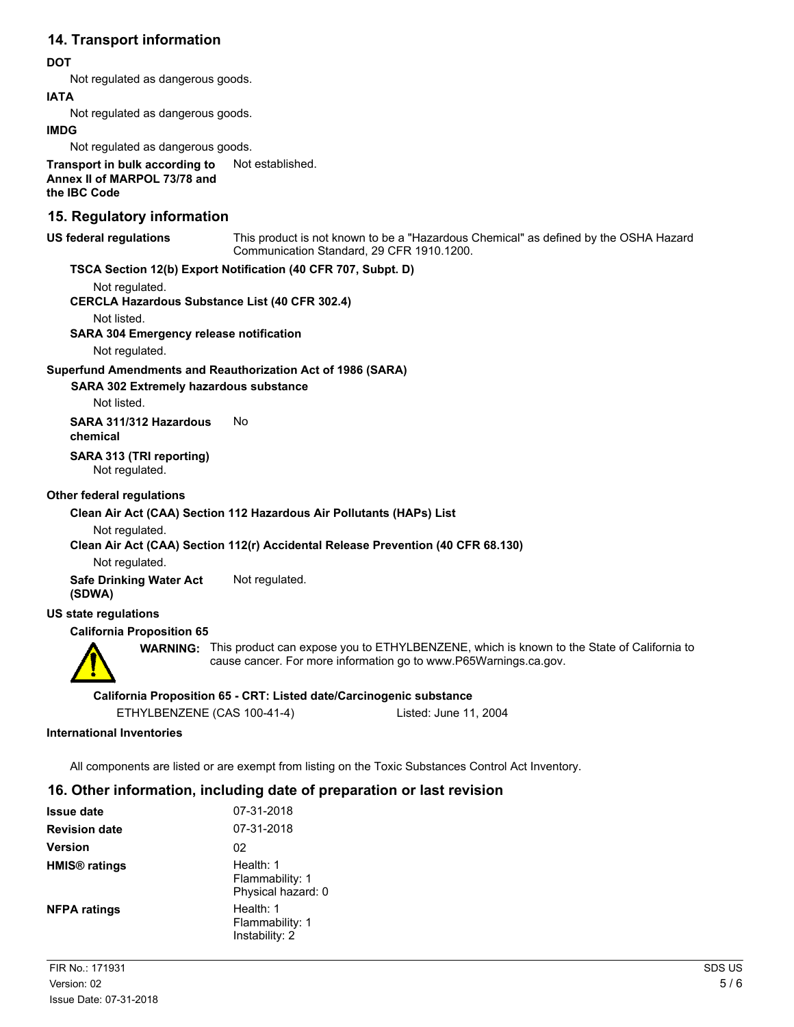## 14. Transport information

**DOT**

Not regulated as dangerous goods.

**IATA**

Not regulated as dangerous goods.

**IMDG**

Not regulated as dangerous goods.

**Transport in bulk according to Annex II of MARPOL 73/78 and the IBC Code** Not established.

## 15. Regulatory information

**US federal regulations** This product is not known to be a "Hazardous Chemical" as defined by the OSHA Hazard Communication Standard, 29 CFR 1910.1200.

**TSCA Section 12(b) Export Notification (40 CFR 707, Subpt. D)**

Not regulated.

**CERCLA Hazardous Substance List (40 CFR 302.4)**

Not listed.

**SARA 304 Emergency release notification**

Not regulated.

**Superfund Amendments and Reauthorization Act of 1986 (SARA)**

**SARA 302 Extremely hazardous substance**

Not listed.

**SARA 311/312 Hazardous chemical** No

**SARA 313 (TRI reporting)**

Not regulated.

**Other federal regulations**

**Clean Air Act (CAA) Section 112 Hazardous Air Pollutants (HAPs) List**

Not regulated.

**Clean Air Act (CAA) Section 112(r) Accidental Release Prevention (40 CFR 68.130)**

Not regulated.

**Safe Drinking Water Act (SDWA)** Not regulated.

**US state regulations**

**California Proposition 65**

**WARNING:** This product can expose you to ETHYLBENZENE, which is known to the State of California to cause cancer. For more information go to www.P65Warnings.ca.gov.

**California Proposition 65 - CRT: Listed date/Carcinogenic substance**

ETHYLBENZENE (CAS 100-41-4) Listed: June 11, 2004

**International Inventories**

All components are listed or are exempt from listing on the Toxic Substances Control Act Inventory.

## 16. Other information, including date of preparation or last revision

**Issue date** 07-31-2018

**Revision date** 07-31-2018

**Version** 02

**HMIS® ratings** Health: 1
Flammability: 1
Physical hazard: 0

**NFPA ratings** Health: 1
Flammability: 1
Instability: 2

FIR No.: 171931
Version: 02
Issue Date: 07-31-2018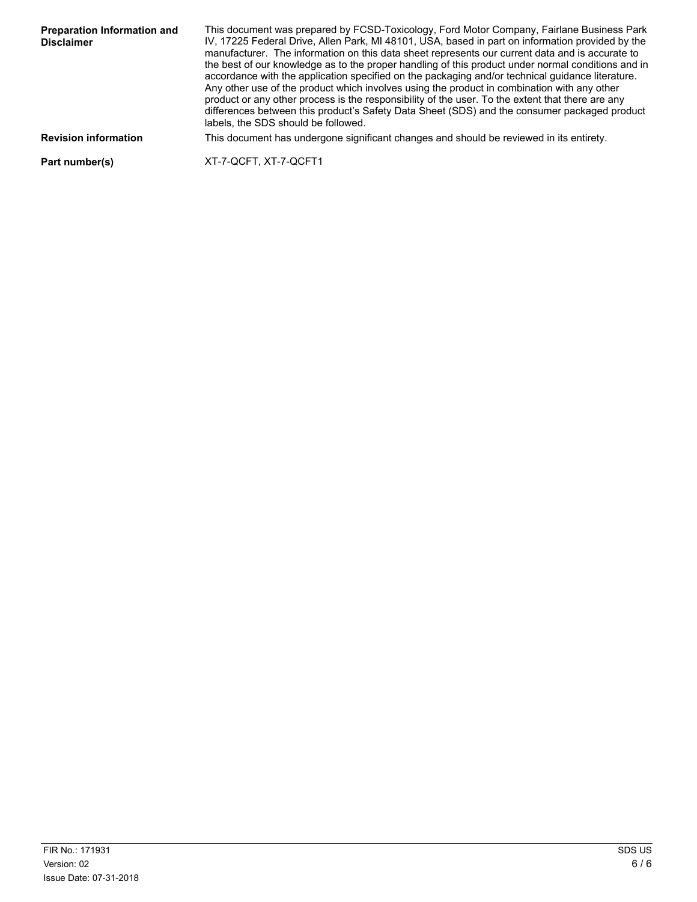| | |
|---|---|
| **Preparation Information and Disclaimer** | This document was prepared by FCSD-Toxicology, Ford Motor Company, Fairlane Business Park IV, 17225 Federal Drive, Allen Park, MI 48101, USA, based in part on information provided by the manufacturer. The information on this data sheet represents our current data and is accurate to the best of our knowledge as to the proper handling of this product under normal conditions and in accordance with the application specified on the packaging and/or technical guidance literature. Any other use of the product which involves using the product in combination with any other product or any other process is the responsibility of the user. To the extent that there are any differences between this product's Safety Data Sheet (SDS) and the consumer packaged product labels, the SDS should be followed. |
| **Revision information** | This document has undergone significant changes and should be reviewed in its entirety. |
| **Part number(s)** | XT-7-QCFT, XT-7-QCFT1 |